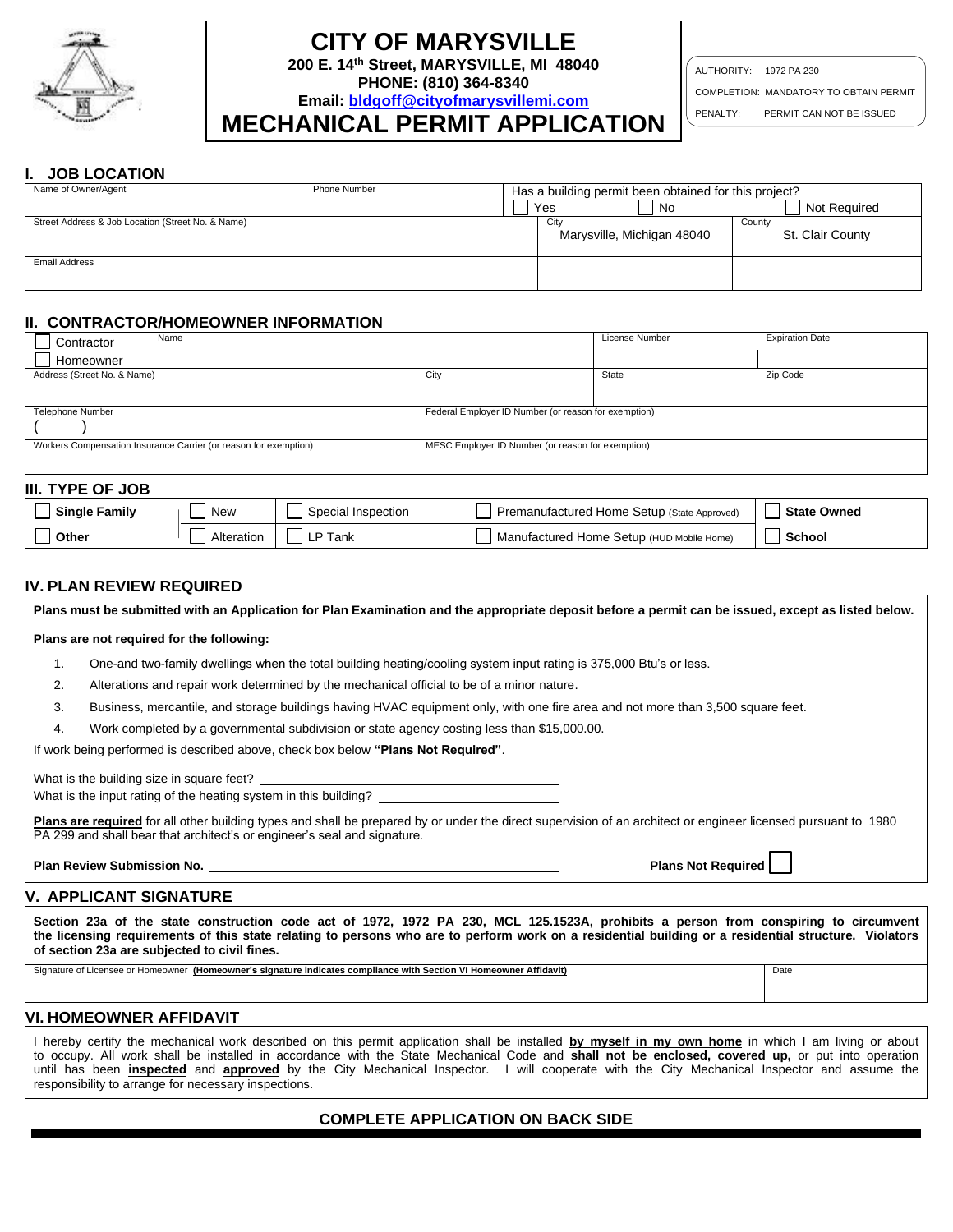# CITY OF MARYSVILLE

**200 E. 14th Street, MARYSVILLE, MI 48040**
**PHONE: (810) 364-8340**
**Email: bldgoff@cityofmarysvillemi.com**

# MECHANICAL PERMIT APPLICATION

| | |
|---|---|
| AUTHORITY: | 1972 PA 230 |
| COMPLETION: | MANDATORY TO OBTAIN PERMIT |
| PENALTY: | PERMIT CAN NOT BE ISSUED |

## I. JOB LOCATION

| Name of Owner/Agent | Phone Number | Has a building permit been obtained for this project? ☐ Yes ☐ No | ☐ Not Required |
|---|---|---|---|
| Street Address & Job Location (Street No. & Name) | | City: Marysville, Michigan 48040 | County: St. Clair County |
| Email Address | | | |

## II. CONTRACTOR/HOMEOWNER INFORMATION

| ☐ Contractor ☐ Homeowner — Name | | License Number | Expiration Date |
|---|---|---|---|
| Address (Street No. & Name) | City | State | Zip Code |
| Telephone Number ( ) | Federal Employer ID Number (or reason for exemption) | | |
| Workers Compensation Insurance Carrier (or reason for exemption) | MESC Employer ID Number (or reason for exemption) | | |

## III. TYPE OF JOB

| | | | | |
|---|---|---|---|---|
| ☐ **Single Family** | ☐ New | ☐ Special Inspection | ☐ Premanufactured Home Setup (State Approved) | ☐ **State Owned** |
| ☐ **Other** | ☐ Alteration | ☐ LP Tank | ☐ Manufactured Home Setup (HUD Mobile Home) | ☐ **School** |

## IV. PLAN REVIEW REQUIRED

**Plans must be submitted with an Application for Plan Examination and the appropriate deposit before a permit can be issued, except as listed below.**

**Plans are not required for the following:**

1. One-and two-family dwellings when the total building heating/cooling system input rating is 375,000 Btu's or less.
2. Alterations and repair work determined by the mechanical official to be of a minor nature.
3. Business, mercantile, and storage buildings having HVAC equipment only, with one fire area and not more than 3,500 square feet.
4. Work completed by a governmental subdivision or state agency costing less than $15,000.00.

If work being performed is described above, check box below **"Plans Not Required"**.

What is the building size in square feet? ____________________

What is the input rating of the heating system in this building? ____________________

**Plans are required** for all other building types and shall be prepared by or under the direct supervision of an architect or engineer licensed pursuant to 1980 PA 299 and shall bear that architect's or engineer's seal and signature.

**Plan Review Submission No.** ____________________ **Plans Not Required** ☐

## V. APPLICANT SIGNATURE

**Section 23a of the state construction code act of 1972, 1972 PA 230, MCL 125.1523A, prohibits a person from conspiring to circumvent the licensing requirements of this state relating to persons who are to perform work on a residential building or a residential structure. Violators of section 23a are subjected to civil fines.**

| Signature of Licensee or Homeowner **(Homeowner's signature indicates compliance with Section VI Homeowner Affidavit)** | Date |
|---|---|
| | |

## VI. HOMEOWNER AFFIDAVIT

I hereby certify the mechanical work described on this permit application shall be installed **by myself in my own home** in which I am living or about to occupy. All work shall be installed in accordance with the State Mechanical Code and **shall not be enclosed, covered up,** or put into operation until has been **inspected** and **approved** by the City Mechanical Inspector. I will cooperate with the City Mechanical Inspector and assume the responsibility to arrange for necessary inspections.

**COMPLETE APPLICATION ON BACK SIDE**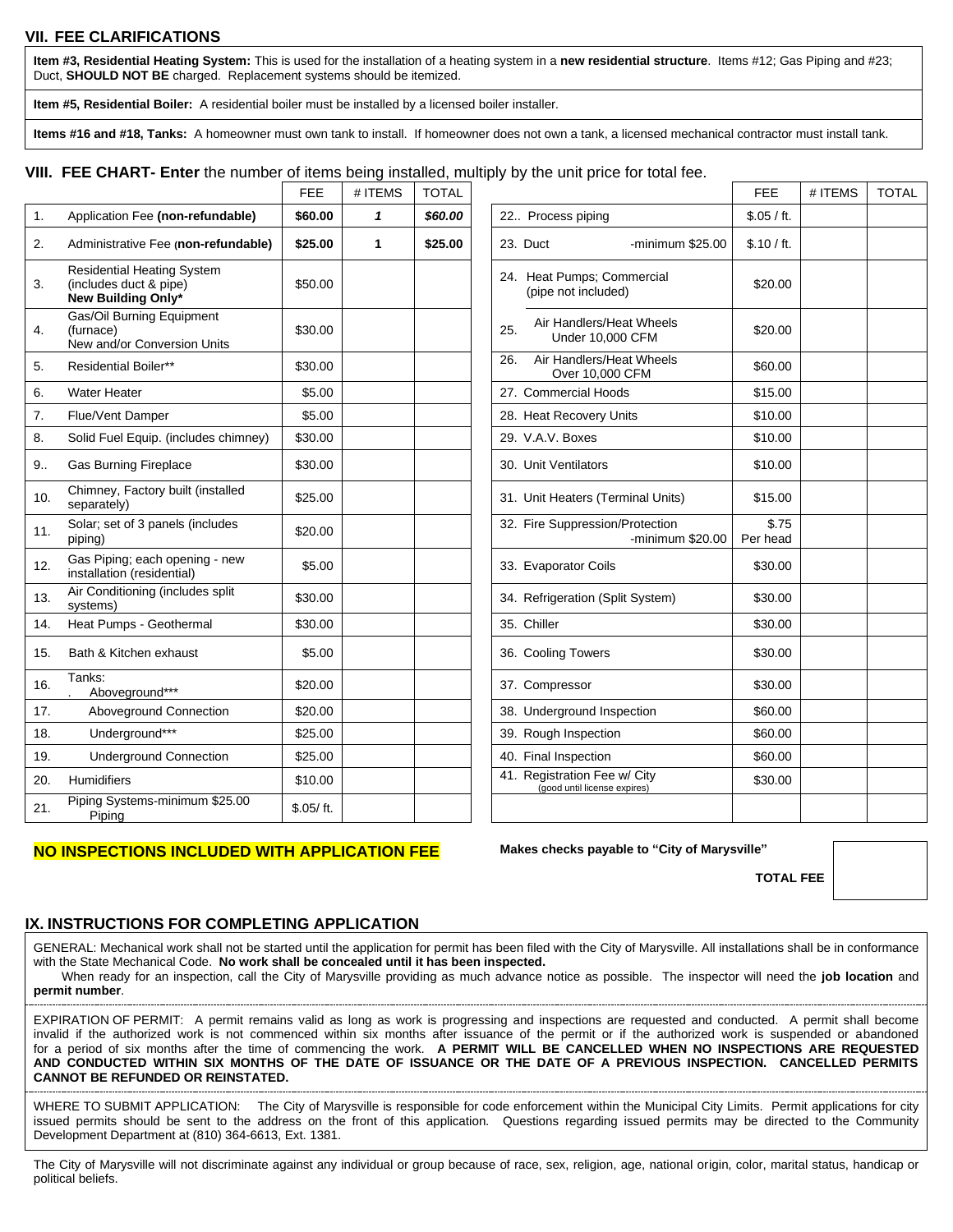## VII. FEE CLARIFICATIONS

**Item #3, Residential Heating System:** This is used for the installation of a heating system in a **new residential structure**. Items #12; Gas Piping and #23; Duct, **SHOULD NOT BE** charged. Replacement systems should be itemized.

**Item #5, Residential Boiler:** A residential boiler must be installed by a licensed boiler installer.

**Items #16 and #18, Tanks:** A homeowner must own tank to install. If homeowner does not own a tank, a licensed mechanical contractor must install tank.

## VIII. FEE CHART- Enter the number of items being installed, multiply by the unit price for total fee.

| | | FEE | # ITEMS | TOTAL | | FEE | # ITEMS | TOTAL |
|---|---|---|---|---|---|---|---|---|
| 1. | Application Fee **(non-refundable)** | **$60.00** | ***1*** | ***$60.00*** | 22.. Process piping | $.05 / ft. | | |
| 2. | Administrative Fee (**non-refundable)** | **$25.00** | **1** | **$25.00** | 23. Duct -minimum $25.00 | $.10 / ft. | | |
| 3. | Residential Heating System (includes duct & pipe) **New Building Only*** | $50.00 | | | 24. Heat Pumps; Commercial (pipe not included) | $20.00 | | |
| 4. | Gas/Oil Burning Equipment (furnace) New and/or Conversion Units | $30.00 | | | 25. Air Handlers/Heat Wheels Under 10,000 CFM | $20.00 | | |
| 5. | Residential Boiler** | $30.00 | | | 26. Air Handlers/Heat Wheels Over 10,000 CFM | $60.00 | | |
| 6. | Water Heater | $5.00 | | | 27. Commercial Hoods | $15.00 | | |
| 7. | Flue/Vent Damper | $5.00 | | | 28. Heat Recovery Units | $10.00 | | |
| 8. | Solid Fuel Equip. (includes chimney) | $30.00 | | | 29. V.A.V. Boxes | $10.00 | | |
| 9.. | Gas Burning Fireplace | $30.00 | | | 30. Unit Ventilators | $10.00 | | |
| 10. | Chimney, Factory built (installed separately) | $25.00 | | | 31. Unit Heaters (Terminal Units) | $15.00 | | |
| 11. | Solar; set of 3 panels (includes piping) | $20.00 | | | 32. Fire Suppression/Protection -minimum $20.00 | $.75 Per head | | |
| 12. | Gas Piping; each opening - new installation (residential) | $5.00 | | | 33. Evaporator Coils | $30.00 | | |
| 13. | Air Conditioning (includes split systems) | $30.00 | | | 34. Refrigeration (Split System) | $30.00 | | |
| 14. | Heat Pumps - Geothermal | $30.00 | | | 35. Chiller | $30.00 | | |
| 15. | Bath & Kitchen exhaust | $5.00 | | | 36. Cooling Towers | $30.00 | | |
| 16. | Tanks: Aboveground*** | $20.00 | | | 37. Compressor | $30.00 | | |
| 17. | Aboveground Connection | $20.00 | | | 38. Underground Inspection | $60.00 | | |
| 18. | Underground*** | $25.00 | | | 39. Rough Inspection | $60.00 | | |
| 19. | Underground Connection | $25.00 | | | 40. Final Inspection | $60.00 | | |
| 20. | Humidifiers | $10.00 | | | 41. Registration Fee w/ City (good until license expires) | $30.00 | | |
| 21. | Piping Systems-minimum $25.00 Piping | $.05/ ft. | | | | | | |

**NO INSPECTIONS INCLUDED WITH APPLICATION FEE**

**Makes checks payable to "City of Marysville"**

**TOTAL FEE**

## IX. INSTRUCTIONS FOR COMPLETING APPLICATION

GENERAL: Mechanical work shall not be started until the application for permit has been filed with the City of Marysville. All installations shall be in conformance with the State Mechanical Code. **No work shall be concealed until it has been inspected.**

When ready for an inspection, call the City of Marysville providing as much advance notice as possible. The inspector will need the **job location** and **permit number**.

EXPIRATION OF PERMIT: A permit remains valid as long as work is progressing and inspections are requested and conducted. A permit shall become invalid if the authorized work is not commenced within six months after issuance of the permit or if the authorized work is suspended or abandoned for a period of six months after the time of commencing the work. **A PERMIT WILL BE CANCELLED WHEN NO INSPECTIONS ARE REQUESTED AND CONDUCTED WITHIN SIX MONTHS OF THE DATE OF ISSUANCE OR THE DATE OF A PREVIOUS INSPECTION. CANCELLED PERMITS CANNOT BE REFUNDED OR REINSTATED.**

WHERE TO SUBMIT APPLICATION: The City of Marysville is responsible for code enforcement within the Municipal City Limits. Permit applications for city issued permits should be sent to the address on the front of this application. Questions regarding issued permits may be directed to the Community Development Department at (810) 364-6613, Ext. 1381.

The City of Marysville will not discriminate against any individual or group because of race, sex, religion, age, national origin, color, marital status, handicap or political beliefs.